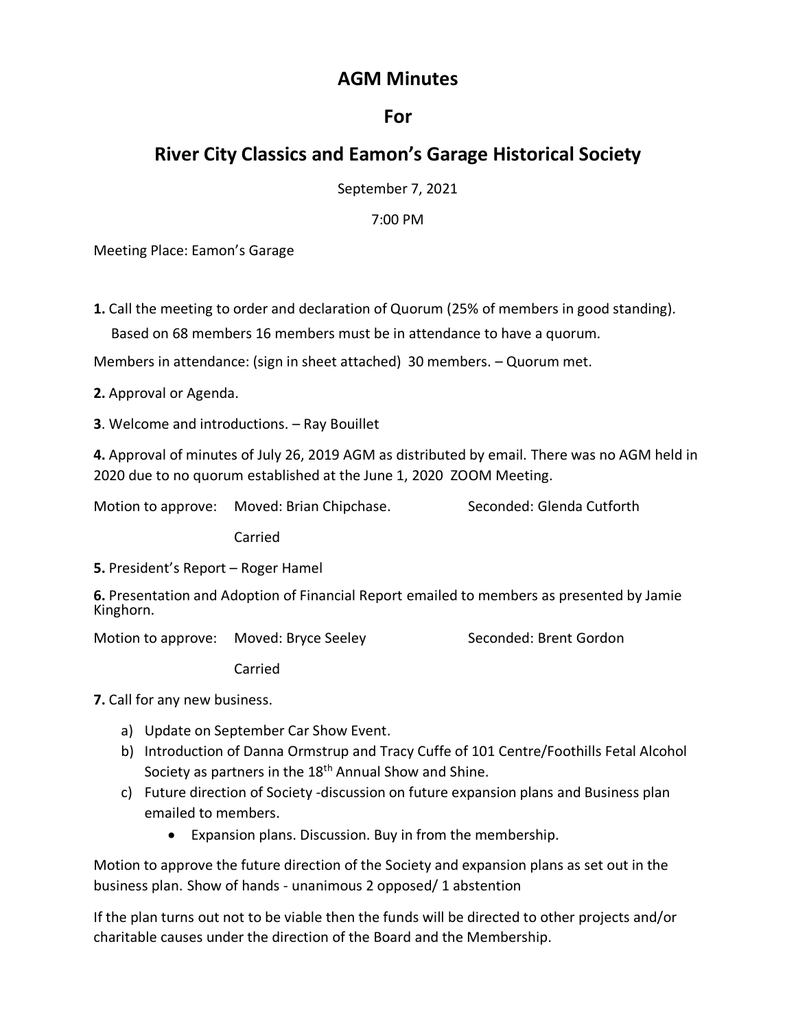# AGM Minutes

## For

## River City Classics and Eamon's Garage Historical Society

September 7, 2021

7:00 PM

Meeting Place: Eamon's Garage

**1.** Call the meeting to order and declaration of Quorum (25% of members in good standing).
Based on 68 members 16 members must be in attendance to have a quorum.

Members in attendance: (sign in sheet attached) 30 members. – Quorum met.

**2.** Approval or Agenda.

**3**. Welcome and introductions. – Ray Bouillet

**4.** Approval of minutes of July 26, 2019 AGM as distributed by email. There was no AGM held in 2020 due to no quorum established at the June 1, 2020 ZOOM Meeting.

Motion to approve: Moved: Brian Chipchase. Seconded: Glenda Cutforth

Carried

**5.** President's Report – Roger Hamel

**6.** Presentation and Adoption of Financial Report emailed to members as presented by Jamie Kinghorn.

Motion to approve: Moved: Bryce Seeley Seconded: Brent Gordon

Carried

**7.** Call for any new business.

a) Update on September Car Show Event.
b) Introduction of Danna Ormstrup and Tracy Cuffe of 101 Centre/Foothills Fetal Alcohol Society as partners in the 18th Annual Show and Shine.
c) Future direction of Society -discussion on future expansion plans and Business plan emailed to members.
    - Expansion plans. Discussion. Buy in from the membership.

Motion to approve the future direction of the Society and expansion plans as set out in the business plan. Show of hands - unanimous 2 opposed/ 1 abstention

If the plan turns out not to be viable then the funds will be directed to other projects and/or charitable causes under the direction of the Board and the Membership.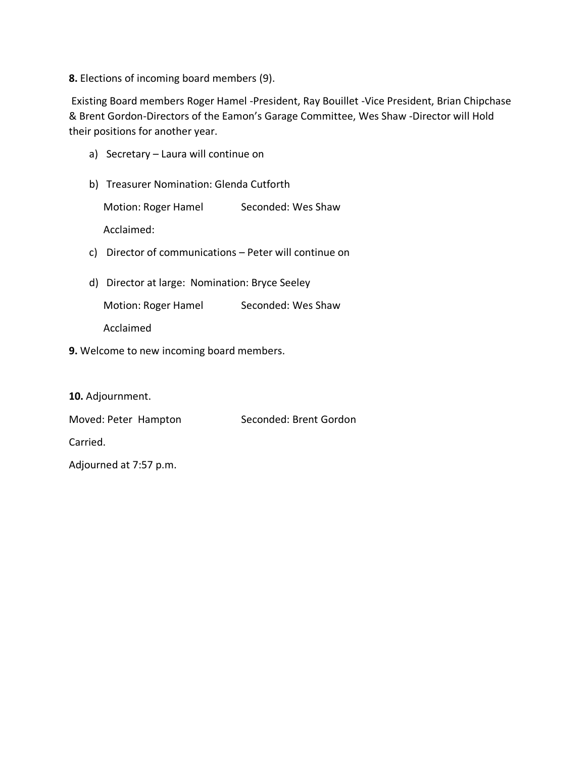**8.** Elections of incoming board members (9).

Existing Board members Roger Hamel -President, Ray Bouillet -Vice President, Brian Chipchase & Brent Gordon-Directors of the Eamon's Garage Committee, Wes Shaw -Director will Hold their positions for another year.

a) Secretary – Laura will continue on

b) Treasurer Nomination: Glenda Cutforth

   Motion: Roger Hamel      Seconded: Wes Shaw

   Acclaimed:

c) Director of communications – Peter will continue on

d) Director at large: Nomination: Bryce Seeley

   Motion: Roger Hamel      Seconded: Wes Shaw

   Acclaimed

**9.** Welcome to new incoming board members.

**10.** Adjournment.

Moved: Peter Hampton      Seconded: Brent Gordon

Carried.

Adjourned at 7:57 p.m.